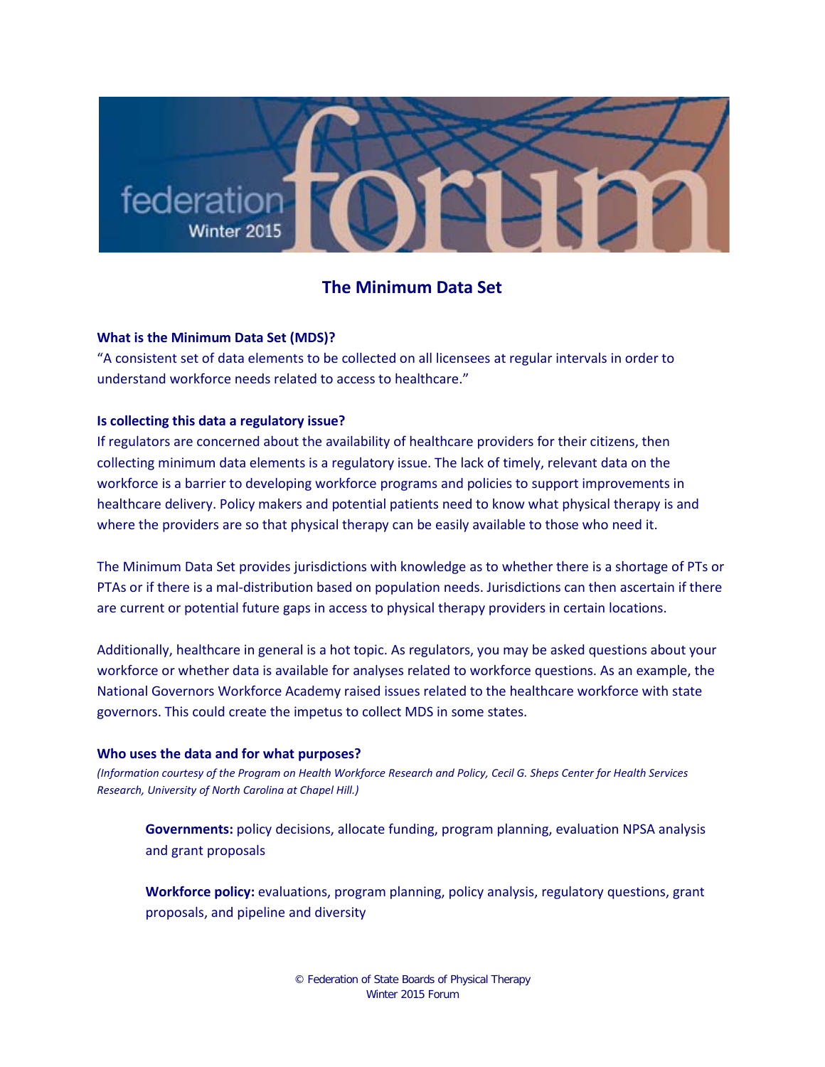federation forum
Winter 2015

# The Minimum Data Set

**What is the Minimum Data Set (MDS)?**

"A consistent set of data elements to be collected on all licensees at regular intervals in order to understand workforce needs related to access to healthcare."

**Is collecting this data a regulatory issue?**

If regulators are concerned about the availability of healthcare providers for their citizens, then collecting minimum data elements is a regulatory issue. The lack of timely, relevant data on the workforce is a barrier to developing workforce programs and policies to support improvements in healthcare delivery. Policy makers and potential patients need to know what physical therapy is and where the providers are so that physical therapy can be easily available to those who need it.

The Minimum Data Set provides jurisdictions with knowledge as to whether there is a shortage of PTs or PTAs or if there is a mal-distribution based on population needs. Jurisdictions can then ascertain if there are current or potential future gaps in access to physical therapy providers in certain locations.

Additionally, healthcare in general is a hot topic. As regulators, you may be asked questions about your workforce or whether data is available for analyses related to workforce questions. As an example, the National Governors Workforce Academy raised issues related to the healthcare workforce with state governors. This could create the impetus to collect MDS in some states.

**Who uses the data and for what purposes?**

*(Information courtesy of the Program on Health Workforce Research and Policy, Cecil G. Sheps Center for Health Services Research, University of North Carolina at Chapel Hill.)*

**Governments:** policy decisions, allocate funding, program planning, evaluation NPSA analysis and grant proposals

**Workforce policy:** evaluations, program planning, policy analysis, regulatory questions, grant proposals, and pipeline and diversity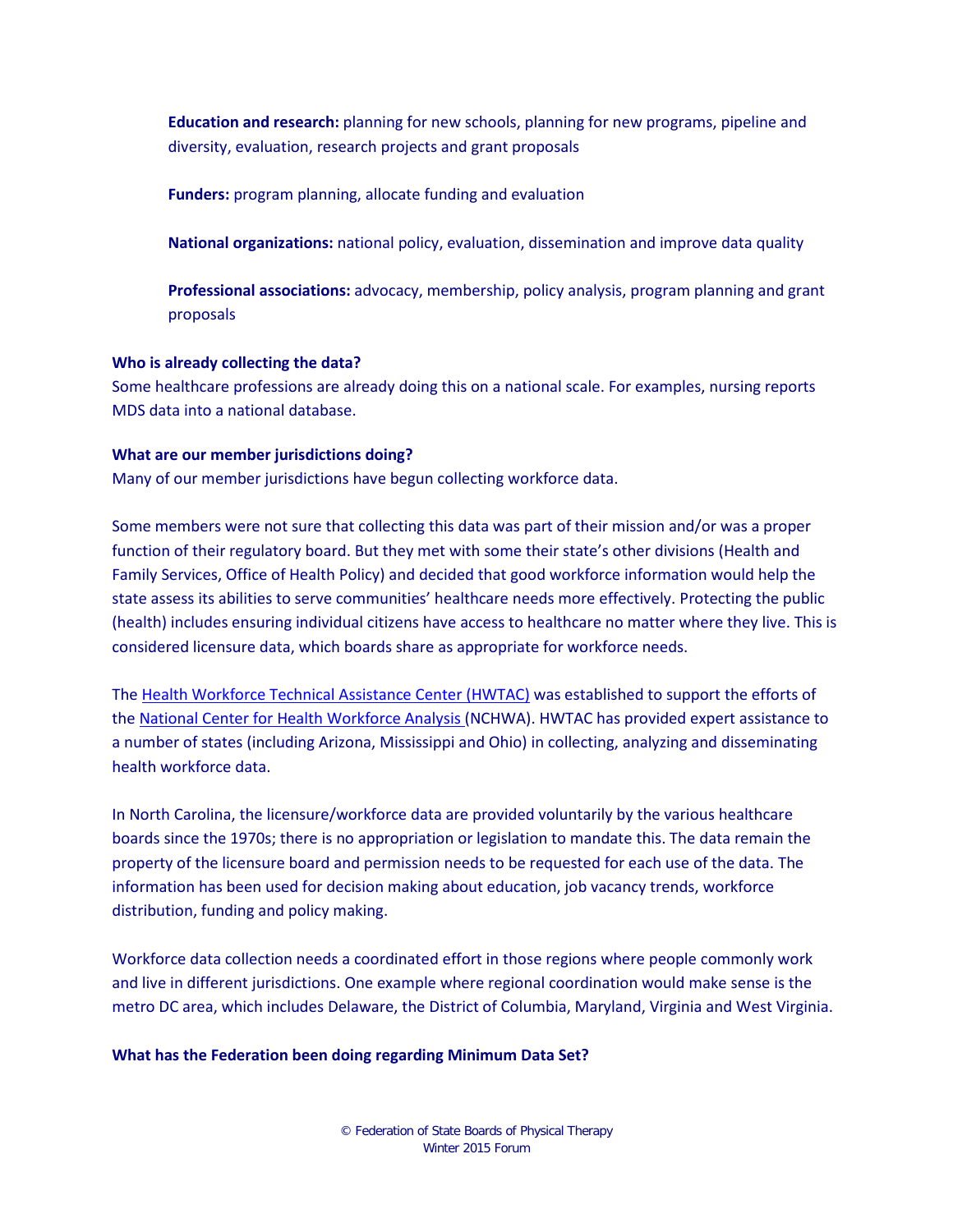**Education and research:** planning for new schools, planning for new programs, pipeline and diversity, evaluation, research projects and grant proposals

**Funders:** program planning, allocate funding and evaluation

**National organizations:** national policy, evaluation, dissemination and improve data quality

**Professional associations:** advocacy, membership, policy analysis, program planning and grant proposals

**Who is already collecting the data?**
Some healthcare professions are already doing this on a national scale. For examples, nursing reports MDS data into a national database.

**What are our member jurisdictions doing?**
Many of our member jurisdictions have begun collecting workforce data.

Some members were not sure that collecting this data was part of their mission and/or was a proper function of their regulatory board. But they met with some their state's other divisions (Health and Family Services, Office of Health Policy) and decided that good workforce information would help the state assess its abilities to serve communities' healthcare needs more effectively. Protecting the public (health) includes ensuring individual citizens have access to healthcare no matter where they live. This is considered licensure data, which boards share as appropriate for workforce needs.

The Health Workforce Technical Assistance Center (HWTAC) was established to support the efforts of the National Center for Health Workforce Analysis (NCHWA). HWTAC has provided expert assistance to a number of states (including Arizona, Mississippi and Ohio) in collecting, analyzing and disseminating health workforce data.

In North Carolina, the licensure/workforce data are provided voluntarily by the various healthcare boards since the 1970s; there is no appropriation or legislation to mandate this. The data remain the property of the licensure board and permission needs to be requested for each use of the data. The information has been used for decision making about education, job vacancy trends, workforce distribution, funding and policy making.

Workforce data collection needs a coordinated effort in those regions where people commonly work and live in different jurisdictions. One example where regional coordination would make sense is the metro DC area, which includes Delaware, the District of Columbia, Maryland, Virginia and West Virginia.

**What has the Federation been doing regarding Minimum Data Set?**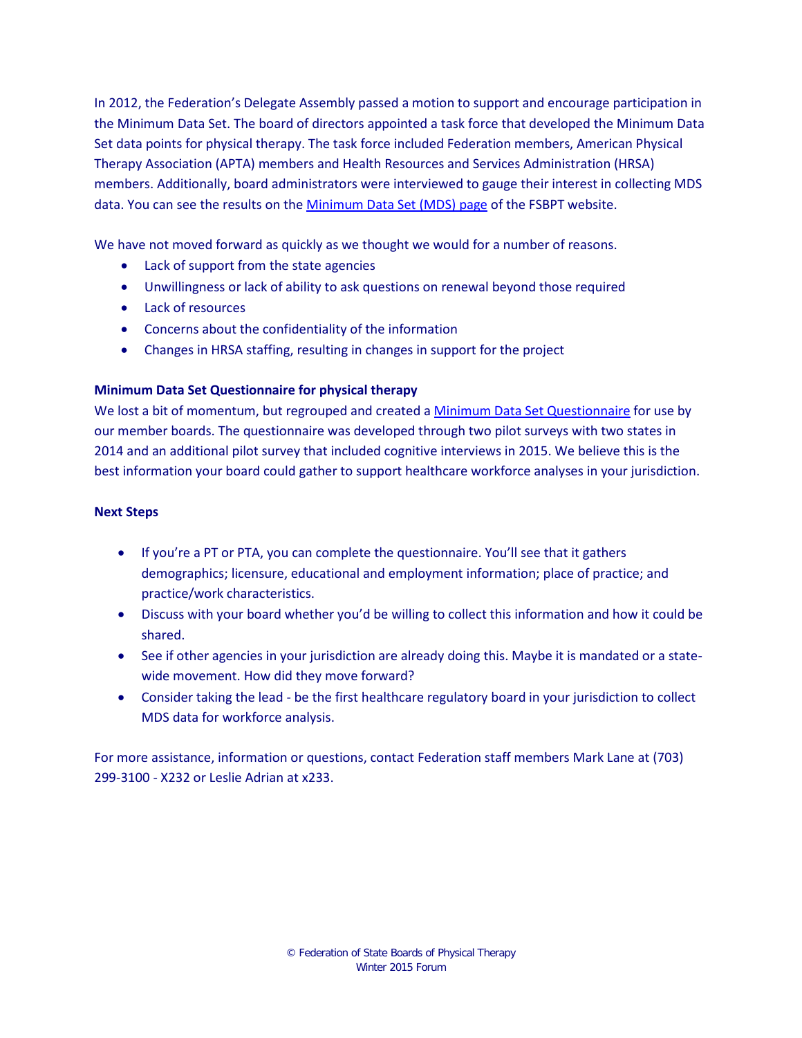In 2012, the Federation's Delegate Assembly passed a motion to support and encourage participation in the Minimum Data Set. The board of directors appointed a task force that developed the Minimum Data Set data points for physical therapy. The task force included Federation members, American Physical Therapy Association (APTA) members and Health Resources and Services Administration (HRSA) members. Additionally, board administrators were interviewed to gauge their interest in collecting MDS data. You can see the results on the Minimum Data Set (MDS) page of the FSBPT website.

We have not moved forward as quickly as we thought we would for a number of reasons.

- Lack of support from the state agencies
- Unwillingness or lack of ability to ask questions on renewal beyond those required
- Lack of resources
- Concerns about the confidentiality of the information
- Changes in HRSA staffing, resulting in changes in support for the project

**Minimum Data Set Questionnaire for physical therapy**

We lost a bit of momentum, but regrouped and created a Minimum Data Set Questionnaire for use by our member boards. The questionnaire was developed through two pilot surveys with two states in 2014 and an additional pilot survey that included cognitive interviews in 2015. We believe this is the best information your board could gather to support healthcare workforce analyses in your jurisdiction.

**Next Steps**

- If you're a PT or PTA, you can complete the questionnaire. You'll see that it gathers demographics; licensure, educational and employment information; place of practice; and practice/work characteristics.
- Discuss with your board whether you'd be willing to collect this information and how it could be shared.
- See if other agencies in your jurisdiction are already doing this. Maybe it is mandated or a state-wide movement. How did they move forward?
- Consider taking the lead - be the first healthcare regulatory board in your jurisdiction to collect MDS data for workforce analysis.

For more assistance, information or questions, contact Federation staff members Mark Lane at (703) 299-3100 - X232 or Leslie Adrian at x233.